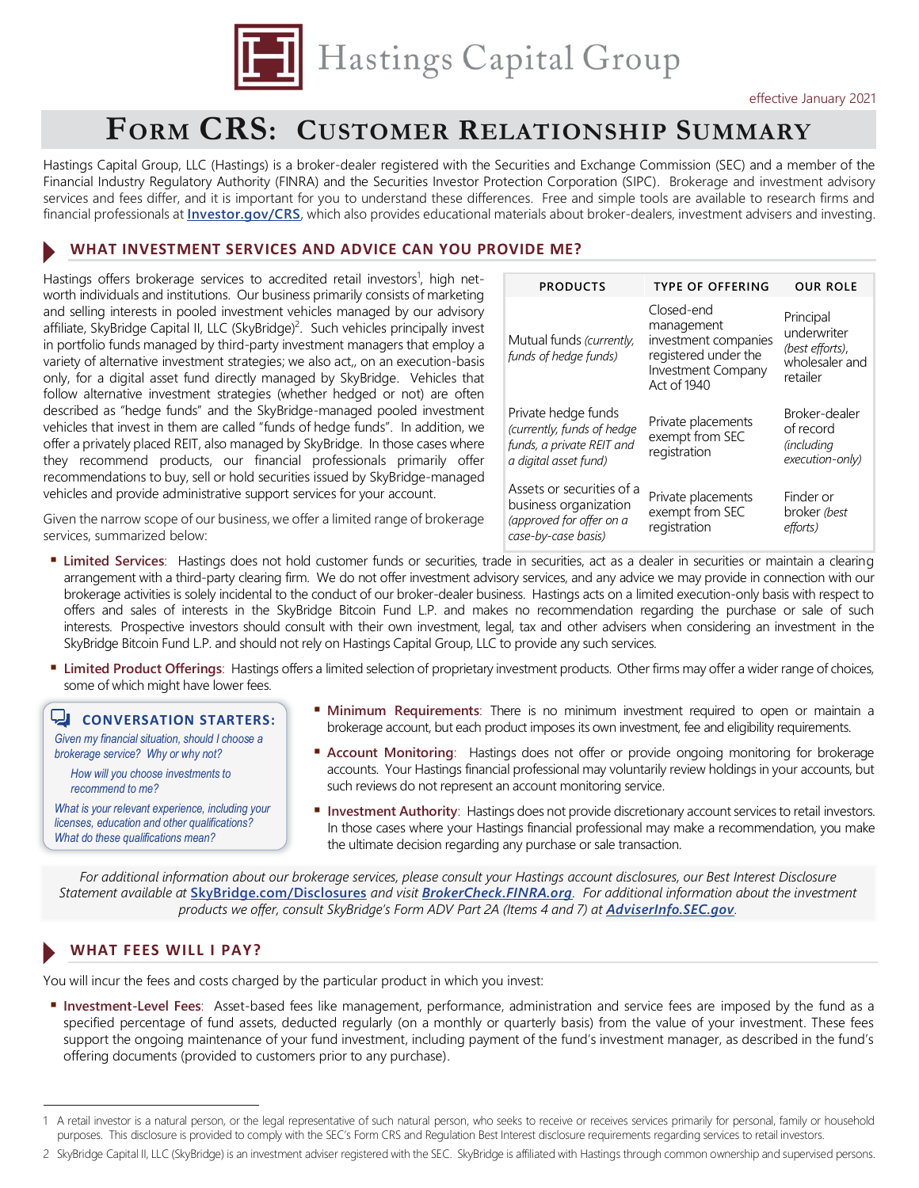Hastings Capital Group

effective January 2021

# FORM CRS: CUSTOMER RELATIONSHIP SUMMARY

Hastings Capital Group, LLC (Hastings) is a broker-dealer registered with the Securities and Exchange Commission (SEC) and a member of the Financial Industry Regulatory Authority (FINRA) and the Securities Investor Protection Corporation (SIPC). Brokerage and investment advisory services and fees differ, and it is important for you to understand these differences. Free and simple tools are available to research firms and financial professionals at **Investor.gov/CRS**, which also provides educational materials about broker-dealers, investment advisers and investing.

## WHAT INVESTMENT SERVICES AND ADVICE CAN YOU PROVIDE ME?

Hastings offers brokerage services to accredited retail investors[1], high net-worth individuals and institutions. Our business primarily consists of marketing and selling interests in pooled investment vehicles managed by our advisory affiliate, SkyBridge Capital II, LLC (SkyBridge)[2]. Such vehicles principally invest in portfolio funds managed by third-party investment managers that employ a variety of alternative investment strategies; we also act,, on an execution-basis only, for a digital asset fund directly managed by SkyBridge. Vehicles that follow alternative investment strategies (whether hedged or not) are often described as "hedge funds" and the SkyBridge-managed pooled investment vehicles that invest in them are called "funds of hedge funds". In addition, we offer a privately placed REIT, also managed by SkyBridge. In those cases where they recommend products, our financial professionals primarily offer recommendations to buy, sell or hold securities issued by SkyBridge-managed vehicles and provide administrative support services for your account.

Given the narrow scope of our business, we offer a limited range of brokerage services, summarized below:

| PRODUCTS | TYPE OF OFFERING | OUR ROLE |
|---|---|---|
| Mutual funds *(currently, funds of hedge funds)* | Closed-end management investment companies registered under the Investment Company Act of 1940 | Principal underwriter *(best efforts)*, wholesaler and retailer |
| Private hedge funds *(currently, funds of hedge funds, a private REIT and a digital asset fund)* | Private placements exempt from SEC registration | Broker-dealer of record *(including execution-only)* |
| Assets or securities of a business organization *(approved for offer on a case-by-case basis)* | Private placements exempt from SEC registration | Finder or broker *(best efforts)* |

- **Limited Services**: Hastings does not hold customer funds or securities, trade in securities, act as a dealer in securities or maintain a clearing arrangement with a third-party clearing firm. We do not offer investment advisory services, and any advice we may provide in connection with our brokerage activities is solely incidental to the conduct of our broker-dealer business. Hastings acts on a limited execution-only basis with respect to offers and sales of interests in the SkyBridge Bitcoin Fund L.P. and makes no recommendation regarding the purchase or sale of such interests. Prospective investors should consult with their own investment, legal, tax and other advisers when considering an investment in the SkyBridge Bitcoin Fund L.P. and should not rely on Hastings Capital Group, LLC to provide any such services.
- **Limited Product Offerings**: Hastings offers a limited selection of proprietary investment products. Other firms may offer a wider range of choices, some of which might have lower fees.
- **Minimum Requirements**: There is no minimum investment required to open or maintain a brokerage account, but each product imposes its own investment, fee and eligibility requirements.
- **Account Monitoring**: Hastings does not offer or provide ongoing monitoring for brokerage accounts. Your Hastings financial professional may voluntarily review holdings in your accounts, but such reviews do not represent an account monitoring service.
- **Investment Authority**: Hastings does not provide discretionary account services to retail investors. In those cases where your Hastings financial professional may make a recommendation, you make the ultimate decision regarding any purchase or sale transaction.

**CONVERSATION STARTERS:**

*Given my financial situation, should I choose a brokerage service? Why or why not?*

*How will you choose investments to recommend to me?*

*What is your relevant experience, including your licenses, education and other qualifications? What do these qualifications mean?*

*For additional information about our brokerage services, please consult your Hastings account disclosures, our Best Interest Disclosure Statement available at* **SkyBridge.com/Disclosures** *and visit* ***BrokerCheck.FINRA.org***. *For additional information about the investment products we offer, consult SkyBridge's Form ADV Part 2A (Items 4 and 7) at* ***AdviserInfo.SEC.gov***.

## WHAT FEES WILL I PAY?

You will incur the fees and costs charged by the particular product in which you invest:

- **Investment-Level Fees**: Asset-based fees like management, performance, administration and service fees are imposed by the fund as a specified percentage of fund assets, deducted regularly (on a monthly or quarterly basis) from the value of your investment. These fees support the ongoing maintenance of your fund investment, including payment of the fund's investment manager, as described in the fund's offering documents (provided to customers prior to any purchase).

---

1 A retail investor is a natural person, or the legal representative of such natural person, who seeks to receive or receives services primarily for personal, family or household purposes. This disclosure is provided to comply with the SEC's Form CRS and Regulation Best Interest disclosure requirements regarding services to retail investors.

2 SkyBridge Capital II, LLC (SkyBridge) is an investment adviser registered with the SEC. SkyBridge is affiliated with Hastings through common ownership and supervised persons.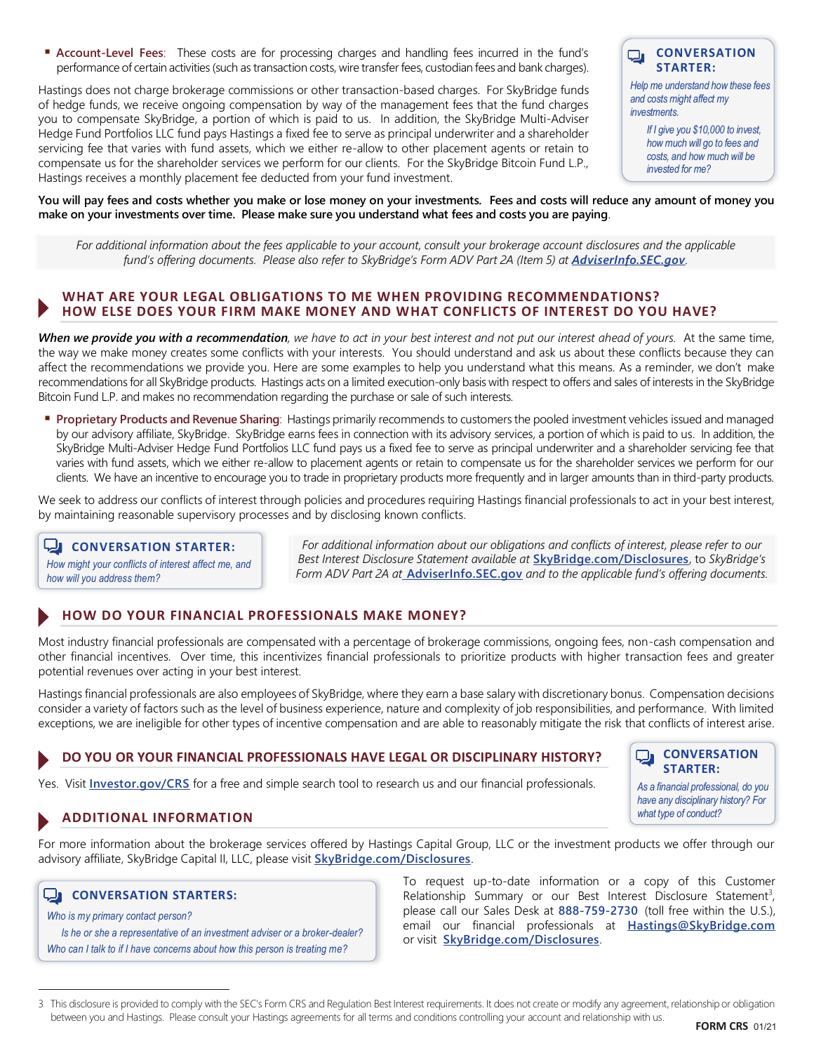- **Account-Level Fees**: These costs are for processing charges and handling fees incurred in the fund's performance of certain activities (such as transaction costs, wire transfer fees, custodian fees and bank charges).

Hastings does not charge brokerage commissions or other transaction-based charges. For SkyBridge funds of hedge funds, we receive ongoing compensation by way of the management fees that the fund charges you to compensate SkyBridge, a portion of which is paid to us. In addition, the SkyBridge Multi-Adviser Hedge Fund Portfolios LLC fund pays Hastings a fixed fee to serve as principal underwriter and a shareholder servicing fee that varies with fund assets, which we either re-allow to other placement agents or retain to compensate us for the shareholder services we perform for our clients. For the SkyBridge Bitcoin Fund L.P., Hastings receives a monthly placement fee deducted from your fund investment.

> **CONVERSATION STARTER:**
>
> *Help me understand how these fees and costs might affect my investments.*
>
> *If I give you $10,000 to invest, how much will go to fees and costs, and how much will be invested for me?*

**You will pay fees and costs whether you make or lose money on your investments. Fees and costs will reduce any amount of money you make on your investments over time. Please make sure you understand what fees and costs you are paying.**

*For additional information about the fees applicable to your account, consult your brokerage account disclosures and the applicable fund's offering documents. Please also refer to SkyBridge's Form ADV Part 2A (Item 5) at* ***AdviserInfo.SEC.gov****.*

## WHAT ARE YOUR LEGAL OBLIGATIONS TO ME WHEN PROVIDING RECOMMENDATIONS? HOW ELSE DOES YOUR FIRM MAKE MONEY AND WHAT CONFLICTS OF INTEREST DO YOU HAVE?

***When we provide you with a recommendation****, we have to act in your best interest and not put our interest ahead of yours.* At the same time, the way we make money creates some conflicts with your interests. You should understand and ask us about these conflicts because they can affect the recommendations we provide you. Here are some examples to help you understand what this means. As a reminder, we don't make recommendations for all SkyBridge products. Hastings acts on a limited execution-only basis with respect to offers and sales of interests in the SkyBridge Bitcoin Fund L.P. and makes no recommendation regarding the purchase or sale of such interests.

- **Proprietary Products and Revenue Sharing**: Hastings primarily recommends to customers the pooled investment vehicles issued and managed by our advisory affiliate, SkyBridge. SkyBridge earns fees in connection with its advisory services, a portion of which is paid to us. In addition, the SkyBridge Multi-Adviser Hedge Fund Portfolios LLC fund pays us a fixed fee to serve as principal underwriter and a shareholder servicing fee that varies with fund assets, which we either re-allow to placement agents or retain to compensate us for the shareholder services we perform for our clients. We have an incentive to encourage you to trade in proprietary products more frequently and in larger amounts than in third-party products.

We seek to address our conflicts of interest through policies and procedures requiring Hastings financial professionals to act in your best interest, by maintaining reasonable supervisory processes and by disclosing known conflicts.

> **CONVERSATION STARTER:**
>
> *How might your conflicts of interest affect me, and how will you address them?*

*For additional information about our obligations and conflicts of interest, please refer to our Best Interest Disclosure Statement available at* **SkyBridge.com/Disclosures***, to SkyBridge's Form ADV Part 2A at* **AdviserInfo.SEC.gov** *and to the applicable fund's offering documents.*

## HOW DO YOUR FINANCIAL PROFESSIONALS MAKE MONEY?

Most industry financial professionals are compensated with a percentage of brokerage commissions, ongoing fees, non-cash compensation and other financial incentives. Over time, this incentivizes financial professionals to prioritize products with higher transaction fees and greater potential revenues over acting in your best interest.

Hastings financial professionals are also employees of SkyBridge, where they earn a base salary with discretionary bonus. Compensation decisions consider a variety of factors such as the level of business experience, nature and complexity of job responsibilities, and performance. With limited exceptions, we are ineligible for other types of incentive compensation and are able to reasonably mitigate the risk that conflicts of interest arise.

## DO YOU OR YOUR FINANCIAL PROFESSIONALS HAVE LEGAL OR DISCIPLINARY HISTORY?

Yes. Visit **Investor.gov/CRS** for a free and simple search tool to research us and our financial professionals.

> **CONVERSATION STARTER:**
>
> *As a financial professional, do you have any disciplinary history? For what type of conduct?*

## ADDITIONAL INFORMATION

For more information about the brokerage services offered by Hastings Capital Group, LLC or the investment products we offer through our advisory affiliate, SkyBridge Capital II, LLC, please visit **SkyBridge.com/Disclosures**.

> **CONVERSATION STARTERS:**
>
> *Who is my primary contact person?*
>
> *Is he or she a representative of an investment adviser or a broker-dealer?*
>
> *Who can I talk to if I have concerns about how this person is treating me?*

To request up-to-date information or a copy of this Customer Relationship Summary or our Best Interest Disclosure Statement[3], please call our Sales Desk at **888-759-2730** (toll free within the U.S.), email our financial professionals at **Hastings@SkyBridge.com** or visit **SkyBridge.com/Disclosures**.

---

3 This disclosure is provided to comply with the SEC's Form CRS and Regulation Best Interest requirements. It does not create or modify any agreement, relationship or obligation between you and Hastings. Please consult your Hastings agreements for all terms and conditions controlling your account and relationship with us.

**FORM CRS** 01/21